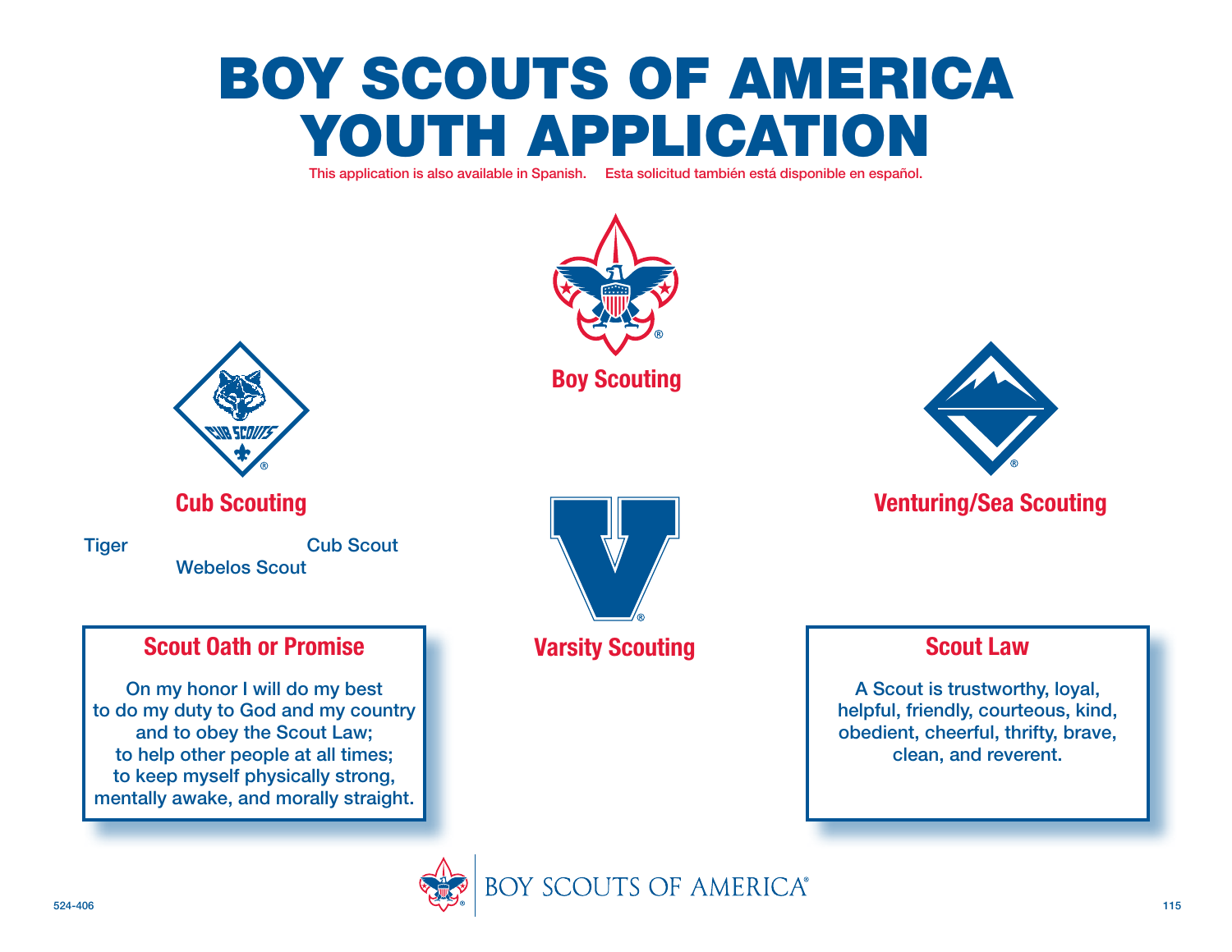# BOY SCOUTS OF AMERICA YOUTH APPLICATION

This application is also available in Spanish. Esta solicitud también está disponible en español.

## Boy Scouting

## Cub Scouting

Tiger

Cub Scout

Webelos Scout

## Venturing/Sea Scouting

## Varsity Scouting

### Scout Oath or Promise

On my honor I will do my best
to do my duty to God and my country
and to obey the Scout Law;
to help other people at all times;
to keep myself physically strong,
mentally awake, and morally straight.

### Scout Law

A Scout is trustworthy, loyal,
helpful, friendly, courteous, kind,
obedient, cheerful, thrifty, brave,
clean, and reverent.

BOY SCOUTS OF AMERICA®

524-406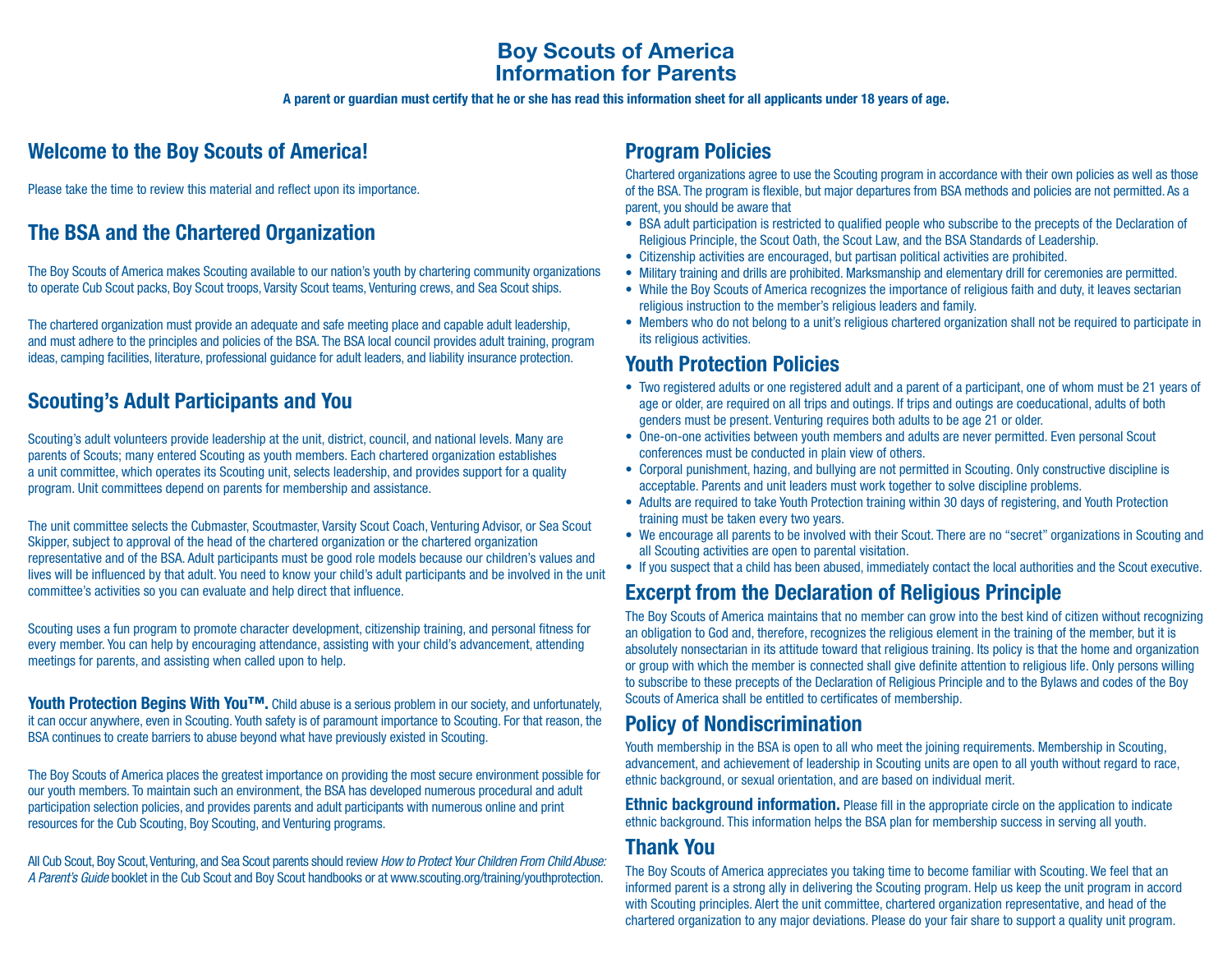# Boy Scouts of America
# Information for Parents

**A parent or guardian must certify that he or she has read this information sheet for all applicants under 18 years of age.**

## Welcome to the Boy Scouts of America!

Please take the time to review this material and reflect upon its importance.

## The BSA and the Chartered Organization

The Boy Scouts of America makes Scouting available to our nation's youth by chartering community organizations to operate Cub Scout packs, Boy Scout troops, Varsity Scout teams, Venturing crews, and Sea Scout ships.

The chartered organization must provide an adequate and safe meeting place and capable adult leadership, and must adhere to the principles and policies of the BSA. The BSA local council provides adult training, program ideas, camping facilities, literature, professional guidance for adult leaders, and liability insurance protection.

## Scouting's Adult Participants and You

Scouting's adult volunteers provide leadership at the unit, district, council, and national levels. Many are parents of Scouts; many entered Scouting as youth members. Each chartered organization establishes a unit committee, which operates its Scouting unit, selects leadership, and provides support for a quality program. Unit committees depend on parents for membership and assistance.

The unit committee selects the Cubmaster, Scoutmaster, Varsity Scout Coach, Venturing Advisor, or Sea Scout Skipper, subject to approval of the head of the chartered organization or the chartered organization representative and of the BSA. Adult participants must be good role models because our children's values and lives will be influenced by that adult. You need to know your child's adult participants and be involved in the unit committee's activities so you can evaluate and help direct that influence.

Scouting uses a fun program to promote character development, citizenship training, and personal fitness for every member. You can help by encouraging attendance, assisting with your child's advancement, attending meetings for parents, and assisting when called upon to help.

**Youth Protection Begins With You™.** Child abuse is a serious problem in our society, and unfortunately, it can occur anywhere, even in Scouting. Youth safety is of paramount importance to Scouting. For that reason, the BSA continues to create barriers to abuse beyond what have previously existed in Scouting.

The Boy Scouts of America places the greatest importance on providing the most secure environment possible for our youth members. To maintain such an environment, the BSA has developed numerous procedural and adult participation selection policies, and provides parents and adult participants with numerous online and print resources for the Cub Scouting, Boy Scouting, and Venturing programs.

All Cub Scout, Boy Scout, Venturing, and Sea Scout parents should review *How to Protect Your Children From Child Abuse: A Parent's Guide* booklet in the Cub Scout and Boy Scout handbooks or at www.scouting.org/training/youthprotection.

## Program Policies

Chartered organizations agree to use the Scouting program in accordance with their own policies as well as those of the BSA. The program is flexible, but major departures from BSA methods and policies are not permitted. As a parent, you should be aware that

- BSA adult participation is restricted to qualified people who subscribe to the precepts of the Declaration of Religious Principle, the Scout Oath, the Scout Law, and the BSA Standards of Leadership.
- Citizenship activities are encouraged, but partisan political activities are prohibited.
- Military training and drills are prohibited. Marksmanship and elementary drill for ceremonies are permitted.
- While the Boy Scouts of America recognizes the importance of religious faith and duty, it leaves sectarian religious instruction to the member's religious leaders and family.
- Members who do not belong to a unit's religious chartered organization shall not be required to participate in its religious activities.

## Youth Protection Policies

- Two registered adults or one registered adult and a parent of a participant, one of whom must be 21 years of age or older, are required on all trips and outings. If trips and outings are coeducational, adults of both genders must be present. Venturing requires both adults to be age 21 or older.
- One-on-one activities between youth members and adults are never permitted. Even personal Scout conferences must be conducted in plain view of others.
- Corporal punishment, hazing, and bullying are not permitted in Scouting. Only constructive discipline is acceptable. Parents and unit leaders must work together to solve discipline problems.
- Adults are required to take Youth Protection training within 30 days of registering, and Youth Protection training must be taken every two years.
- We encourage all parents to be involved with their Scout. There are no "secret" organizations in Scouting and all Scouting activities are open to parental visitation.
- If you suspect that a child has been abused, immediately contact the local authorities and the Scout executive.

## Excerpt from the Declaration of Religious Principle

The Boy Scouts of America maintains that no member can grow into the best kind of citizen without recognizing an obligation to God and, therefore, recognizes the religious element in the training of the member, but it is absolutely nonsectarian in its attitude toward that religious training. Its policy is that the home and organization or group with which the member is connected shall give definite attention to religious life. Only persons willing to subscribe to these precepts of the Declaration of Religious Principle and to the Bylaws and codes of the Boy Scouts of America shall be entitled to certificates of membership.

## Policy of Nondiscrimination

Youth membership in the BSA is open to all who meet the joining requirements. Membership in Scouting, advancement, and achievement of leadership in Scouting units are open to all youth without regard to race, ethnic background, or sexual orientation, and are based on individual merit.

**Ethnic background information.** Please fill in the appropriate circle on the application to indicate ethnic background. This information helps the BSA plan for membership success in serving all youth.

## Thank You

The Boy Scouts of America appreciates you taking time to become familiar with Scouting. We feel that an informed parent is a strong ally in delivering the Scouting program. Help us keep the unit program in accord with Scouting principles. Alert the unit committee, chartered organization representative, and head of the chartered organization to any major deviations. Please do your fair share to support a quality unit program.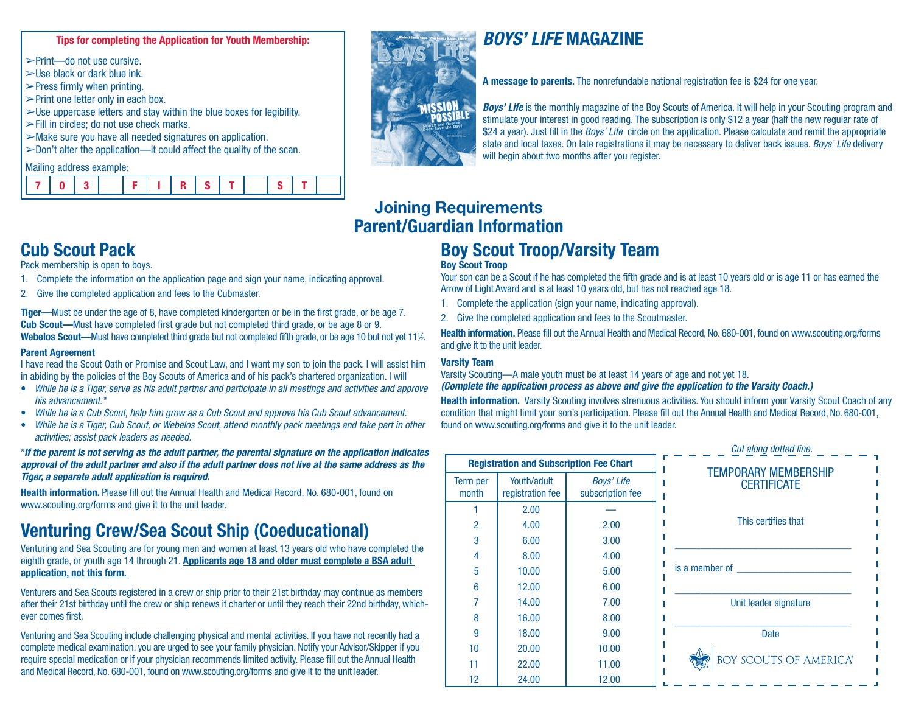**Tips for completing the Application for Youth Membership:**

- ➢Print—do not use cursive.
- ➢Use black or dark blue ink.
- ➢Press firmly when printing.
- ➢Print one letter only in each box.
- ➢Use uppercase letters and stay within the blue boxes for legibility.
- ➢Fill in circles; do not use check marks.
- ➢Make sure you have all needed signatures on application.
- ➢Don't alter the application—it could affect the quality of the scan.

Mailing address example:

| 7 | 0 | 3 | | F | I | R | S | T | | S | T | |
|---|---|---|---|---|---|---|---|---|---|---|---|---|

## *BOYS' LIFE* MAGAZINE

**A message to parents.** The nonrefundable national registration fee is $24 for one year.

***Boys' Life*** is the monthly magazine of the Boy Scouts of America. It will help in your Scouting program and stimulate your interest in good reading. The subscription is only $12 a year (half the new regular rate of $24 a year). Just fill in the *Boys' Life* circle on the application. Please calculate and remit the appropriate state and local taxes. On late registrations it may be necessary to deliver back issues. *Boys' Life* delivery will begin about two months after you register.

# Joining Requirements
# Parent/Guardian Information

## Cub Scout Pack

Pack membership is open to boys.

1. Complete the information on the application page and sign your name, indicating approval.
2. Give the completed application and fees to the Cubmaster.

**Tiger—**Must be under the age of 8, have completed kindergarten or be in the first grade, or be age 7.
**Cub Scout—**Must have completed first grade but not completed third grade, or be age 8 or 9.
**Webelos Scout—**Must have completed third grade but not completed fifth grade, or be age 10 but not yet 11½.

**Parent Agreement**

I have read the Scout Oath or Promise and Scout Law, and I want my son to join the pack. I will assist him in abiding by the policies of the Boy Scouts of America and of his pack's chartered organization. I will

- *While he is a Tiger, serve as his adult partner and participate in all meetings and activities and approve his advancement.**
- *While he is a Cub Scout, help him grow as a Cub Scout and approve his Cub Scout advancement.*
- *While he is a Tiger, Cub Scout, or Webelos Scout, attend monthly pack meetings and take part in other activities; assist pack leaders as needed.*

****If the parent is not serving as the adult partner, the parental signature on the application indicates approval of the adult partner and also if the adult partner does not live at the same address as the Tiger, a separate adult application is required.***

**Health information.** Please fill out the Annual Health and Medical Record, No. 680-001, found on www.scouting.org/forms and give it to the unit leader.

## Venturing Crew/Sea Scout Ship (Coeducational)

Venturing and Sea Scouting are for young men and women at least 13 years old who have completed the eighth grade, or youth age 14 through 21. **Applicants age 18 and older must complete a BSA adult application, not this form.**

Venturers and Sea Scouts registered in a crew or ship prior to their 21st birthday may continue as members after their 21st birthday until the crew or ship renews it charter or until they reach their 22nd birthday, whichever comes first.

Venturing and Sea Scouting include challenging physical and mental activities. If you have not recently had a complete medical examination, you are urged to see your family physician. Notify your Advisor/Skipper if you require special medication or if your physician recommends limited activity. Please fill out the Annual Health and Medical Record, No. 680-001, found on www.scouting.org/forms and give it to the unit leader.

## Boy Scout Troop/Varsity Team

**Boy Scout Troop**

Your son can be a Scout if he has completed the fifth grade and is at least 10 years old or is age 11 or has earned the Arrow of Light Award and is at least 10 years old, but has not reached age 18.

1. Complete the application (sign your name, indicating approval).
2. Give the completed application and fees to the Scoutmaster.

**Health information.** Please fill out the Annual Health and Medical Record, No. 680-001, found on www.scouting.org/forms and give it to the unit leader.

**Varsity Team**

Varsity Scouting—A male youth must be at least 14 years of age and not yet 18.
***(Complete the application process as above and give the application to the Varsity Coach.)***

**Health information.** Varsity Scouting involves strenuous activities. You should inform your Varsity Scout Coach of any condition that might limit your son's participation. Please fill out the Annual Health and Medical Record, No. 680-001, found on www.scouting.org/forms and give it to the unit leader.

**Registration and Subscription Fee Chart**

| Term per month | Youth/adult registration fee | *Boys' Life* subscription fee |
|---|---|---|
| 1 | 2.00 | — |
| 2 | 4.00 | 2.00 |
| 3 | 6.00 | 3.00 |
| 4 | 8.00 | 4.00 |
| 5 | 10.00 | 5.00 |
| 6 | 12.00 | 6.00 |
| 7 | 14.00 | 7.00 |
| 8 | 16.00 | 8.00 |
| 9 | 18.00 | 9.00 |
| 10 | 20.00 | 10.00 |
| 11 | 22.00 | 11.00 |
| 12 | 24.00 | 12.00 |

*Cut along dotted line.*

TEMPORARY MEMBERSHIP CERTIFICATE

This certifies that

______________________________

is a member of ____________________

______________________________
Unit leader signature

______________________________
Date

BOY SCOUTS OF AMERICA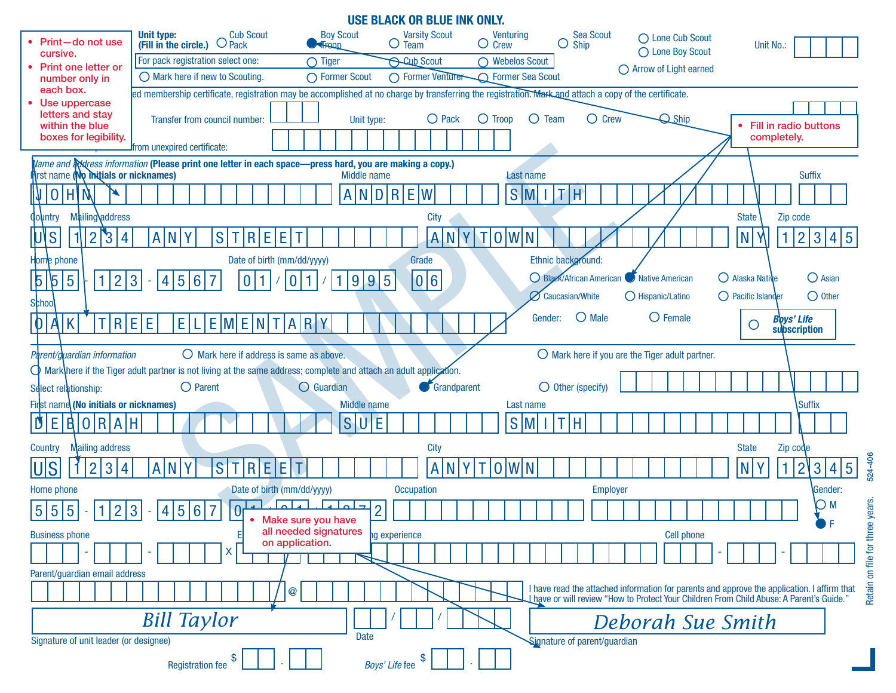**USE BLACK OR BLUE INK ONLY.**

- Print—do not use cursive.
- Print one letter or number only in each box.
- Use uppercase letters and stay within the blue boxes for legibility.

**Unit type:** **(Fill in the circle.)** ○ Cub Scout Pack ● Boy Scout Troop ○ Varsity Scout Team ○ Venturing Crew ○ Sea Scout Ship ○ Lone Cub Scout ○ Lone Boy Scout ○ Arrow of Light earned

Unit No.:

For pack registration select one: ○ Tiger ○ Cub Scout ○ Webelos Scout

○ Mark here if new to Scouting. ○ Former Scout ○ Former Venturer ○ Former Sea Scout

...ed membership certificate, registration may be accomplished at no charge by transferring the registration. Mark and attach a copy of the certificate.

Transfer from council number: Unit type: ○ Pack ○ Troop ○ Team ○ Crew ○ Ship

...from unexpired certificate:

- Fill in radio buttons completely.

*Name and address information* **(Please print one letter in each space—press hard, you are making a copy.)**

First name **(No initials or nicknames)**: JOHN | Middle name: ANDREW | Last name: SMITH | Suffix:

Country: US | Mailing address: 1234 ANY STREET | City: ANYTOWN | State: NY | Zip code: 12345

Home phone: 555-123-4567 | Date of birth (mm/dd/yyyy): 01/01/1995 | Grade: 06

Ethnic background: ○ Black/African American ● Native American ○ Alaska Native ○ Asian ○ Caucasian/White ○ Hispanic/Latino ○ Pacific Islander ○ Other

School: OAK TREE ELEMENTARY

Gender: ○ Male ○ Female

○ *Boys' Life* subscription

*Parent/guardian information* ○ Mark here if address is same as above. ○ Mark here if you are the Tiger adult partner.

○ Mark here if the Tiger adult partner is not living at the same address; complete and attach an adult application.

Select relationship: ○ Parent ○ Guardian ● Grandparent ○ Other (specify)

First name **(No initials or nicknames)**: DEBORAH | Middle name: SUE | Last name: SMITH | Suffix:

Country: US | Mailing address: 1234 ANY STREET | City: ANYTOWN | State: NY | Zip code: 12345

Home phone: 555-123-4567 | Date of birth (mm/dd/yyyy): 01/01/1972 | Occupation: | Employer: | Gender: ○ M ● F

Business phone: - - x | E... ...ng experience | Cell phone: - -

- Make sure you have all needed signatures on application.

Parent/guardian email address: @

I have read the attached information for parents and approve the application. I affirm that I have or will review "How to Protect Your Children From Child Abuse: A Parent's Guide."

*Bill Taylor*
Signature of unit leader (or designee)

Date: / /

*Deborah Sue Smith*
Signature of parent/guardian

Registration fee $ .

*Boys' Life* fee $ .

SAMPLE

Retain on file for three years. 524-406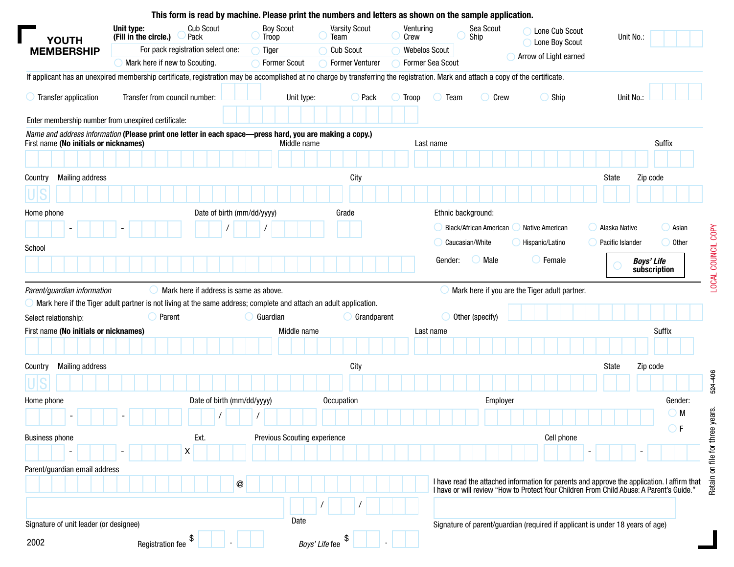This form is read by machine. Please print the numbers and letters as shown on the sample application.

# YOUTH MEMBERSHIP

**Unit type: (Fill in the circle.)** ○ Cub Scout Pack ○ Boy Scout Troop ○ Varsity Scout Team ○ Venturing Crew ○ Sea Scout Ship ○ Lone Cub Scout ○ Lone Boy Scout

Unit No.:

For pack registration select one: ○ Tiger ○ Cub Scout ○ Webelos Scout

○ Mark here if new to Scouting. ○ Former Scout ○ Former Venturer ○ Former Sea Scout

○ Arrow of Light earned

If applicant has an unexpired membership certificate, registration may be accomplished at no charge by transferring the registration. Mark and attach a copy of the certificate.

○ Transfer application Transfer from council number: Unit type: ○ Pack ○ Troop ○ Team ○ Crew ○ Ship Unit No.:

Enter membership number from unexpired certificate:

*Name and address information* **(Please print one letter in each space—press hard, you are making a copy.)**

First name **(No initials or nicknames)** Middle name Last name Suffix

Country US Mailing address City State Zip code

Home phone - - Date of birth (mm/dd/yyyy) / / Grade

Ethnic background: ○ Black/African American ○ Native American ○ Alaska Native ○ Asian ○ Caucasian/White ○ Hispanic/Latino ○ Pacific Islander ○ Other

School

Gender: ○ Male ○ Female

○ ***Boys' Life* subscription**

*Parent/guardian information* ○ Mark here if address is same as above. ○ Mark here if you are the Tiger adult partner.

○ Mark here if the Tiger adult partner is not living at the same address; complete and attach an adult application.

Select relationship: ○ Parent ○ Guardian ○ Grandparent ○ Other (specify)

First name **(No initials or nicknames)** Middle name Last name Suffix

Country US Mailing address City State Zip code

Home phone - - Date of birth (mm/dd/yyyy) / / Occupation Employer Gender: ○ M ○ F

Business phone - - Ext. X Previous Scouting experience Cell phone - -

Parent/guardian email address @

I have read the attached information for parents and approve the application. I affirm that I have or will review "How to Protect Your Children From Child Abuse: A Parent's Guide."

Signature of unit leader (or designee) Date / / Signature of parent/guardian (required if applicant is under 18 years of age)

2002 Registration fee $ . *Boys' Life* fee $ .

LOCAL COUNCIL COPY

Retain on file for three years. 524-406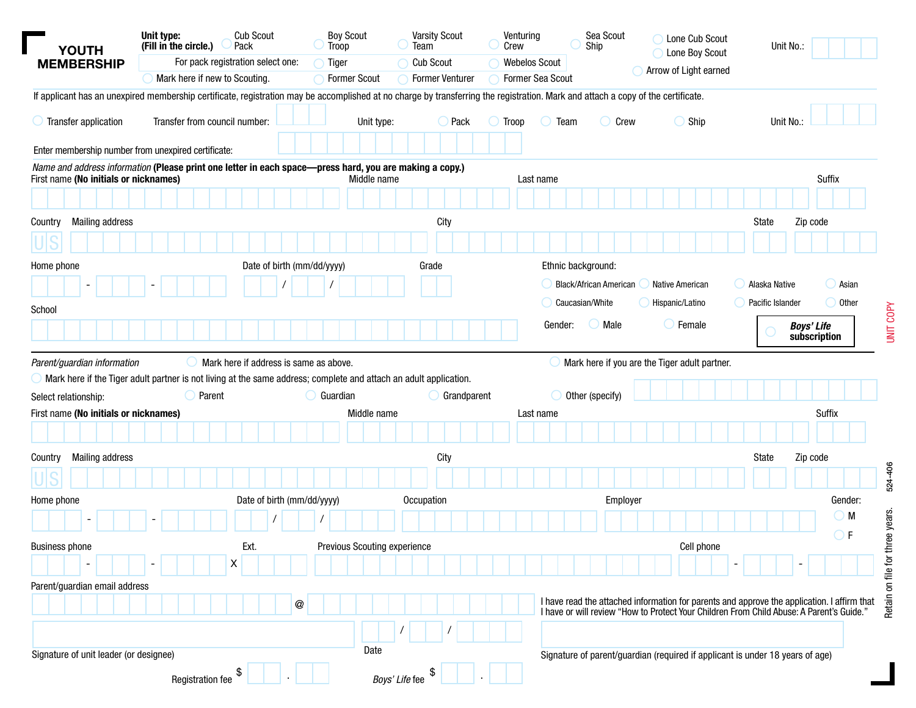# YOUTH MEMBERSHIP

**Unit type: (Fill in the circle.)** ○ Cub Scout Pack ○ Boy Scout Troop ○ Varsity Scout Team ○ Venturing Crew ○ Sea Scout Ship ○ Lone Cub Scout ○ Lone Boy Scout ○ Arrow of Light earned

Unit No.:

For pack registration select one: ○ Tiger ○ Cub Scout ○ Webelos Scout

○ Mark here if new to Scouting. ○ Former Scout ○ Former Venturer ○ Former Sea Scout

If applicant has an unexpired membership certificate, registration may be accomplished at no charge by transferring the registration. Mark and attach a copy of the certificate.

○ Transfer application  Transfer from council number:  Unit type: ○ Pack ○ Troop ○ Team ○ Crew ○ Ship  Unit No.:

Enter membership number from unexpired certificate:

*Name and address information* **(Please print one letter in each space—press hard, you are making a copy.)**

First name **(No initials or nicknames)**  Middle name  Last name  Suffix

Country  US  Mailing address  City  State  Zip code

Home phone  -  -  Date of birth (mm/dd/yyyy)  /  /  Grade

Ethnic background: ○ Black/African American ○ Native American ○ Alaska Native ○ Asian ○ Caucasian/White ○ Hispanic/Latino ○ Pacific Islander ○ Other

School

Gender: ○ Male ○ Female

○ ***Boys' Life* subscription**

UNIT COPY

*Parent/guardian information* ○ Mark here if address is same as above. ○ Mark here if you are the Tiger adult partner.

○ Mark here if the Tiger adult partner is not living at the same address; complete and attach an adult application.

Select relationship: ○ Parent ○ Guardian ○ Grandparent ○ Other (specify)

First name **(No initials or nicknames)**  Middle name  Last name  Suffix

Country  US  Mailing address  City  State  Zip code

Home phone  -  -  Date of birth (mm/dd/yyyy)  /  /  Occupation  Employer  Gender: ○ M ○ F

Business phone  -  -  Ext. X  Previous Scouting experience  Cell phone  -  -

Parent/guardian email address  @

I have read the attached information for parents and approve the application. I affirm that I have or will review "How to Protect Your Children From Child Abuse: A Parent's Guide."

Signature of unit leader (or designee)  Date  /  /

Signature of parent/guardian (required if applicant is under 18 years of age)

Registration fee $ .  *Boys' Life* fee $ .

524-406

Retain on file for three years.